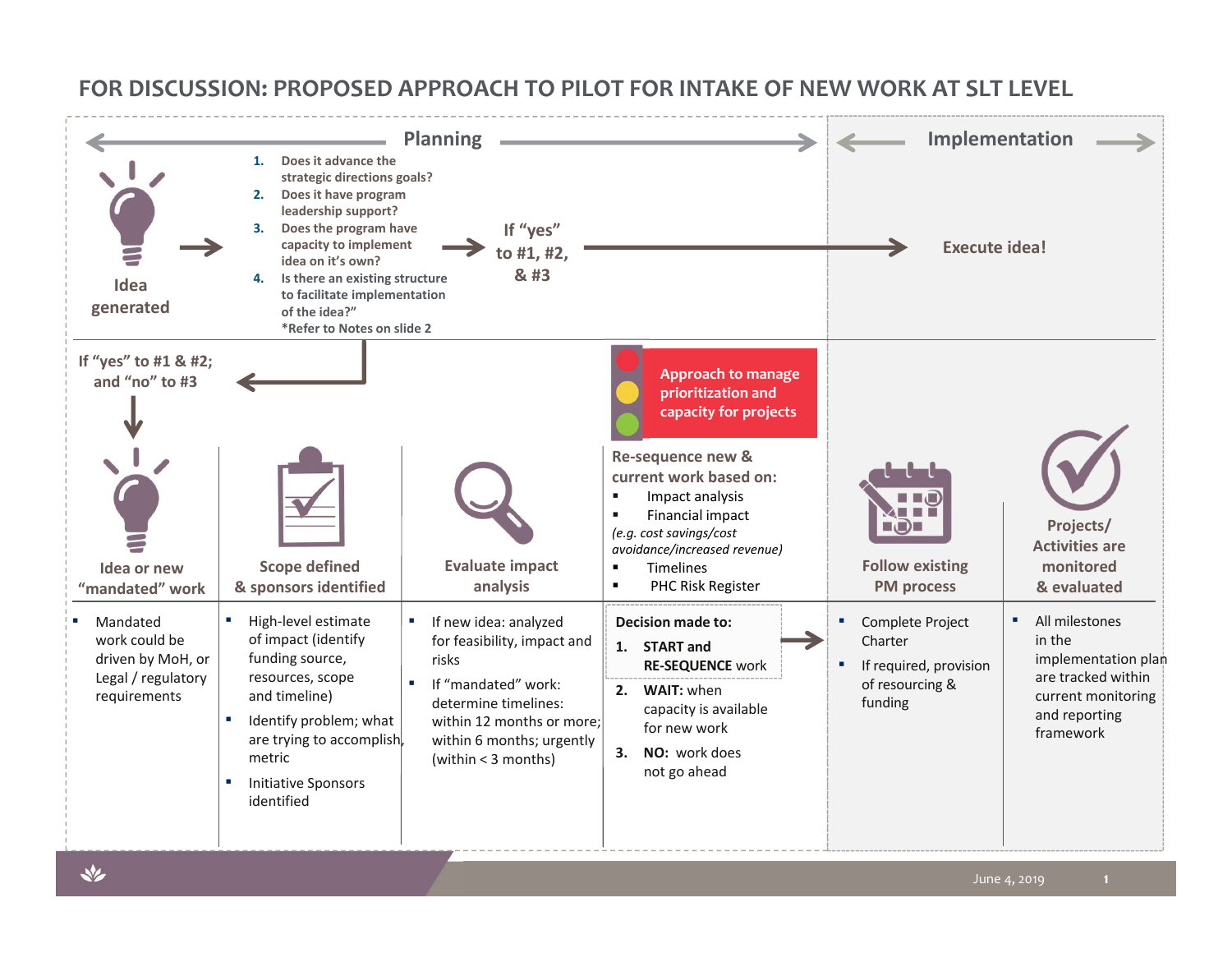# FOR DISCUSSION: PROPOSED APPROACH TO PILOT FOR INTAKE OF NEW WORK AT SLT LEVEL

## Planning

**Idea generated**

1. **Does it advance the strategic directions goals?**
2. **Does it have program leadership support?**
3. **Does the program have capacity to implement idea on it's own?**
4. **Is there an existing structure to facilitate implementation of the idea?"**

   **\*Refer to Notes on slide 2**

**If "yes" to #1, #2, & #3** → **Execute idea!**

**If "yes" to #1 & #2; and "no" to #3**

## Implementation

**Approach to manage prioritization and capacity for projects**

| Idea or new "mandated" work | Scope defined & sponsors identified | Evaluate impact analysis | Re-sequence new & current work based on: | Follow existing PM process | Projects/ Activities are monitored & evaluated |
|---|---|---|---|---|---|
| | | | ▪ Impact analysis<br>▪ Financial impact<br>*(e.g. cost savings/cost avoidance/increased revenue)*<br>▪ Timelines<br>▪ PHC Risk Register | | |
| ▪ Mandated work could be driven by MoH, or Legal / regulatory requirements | ▪ High-level estimate of impact (identify funding source, resources, scope and timeline)<br>▪ Identify problem; what are trying to accomplish, metric<br>▪ Initiative Sponsors identified | ▪ If new idea: analyzed for feasibility, impact and risks<br>▪ If "mandated" work: determine timelines: within 12 months or more; within 6 months; urgently (within < 3 months) | **Decision made to:**<br>1. **START and RE-SEQUENCE** work<br>2. **WAIT:** when capacity is available for new work<br>3. **NO:** work does not go ahead | ▪ Complete Project Charter<br>▪ If required, provision of resourcing & funding | ▪ All milestones in the implementation plan are tracked within current monitoring and reporting framework |

June 4, 2019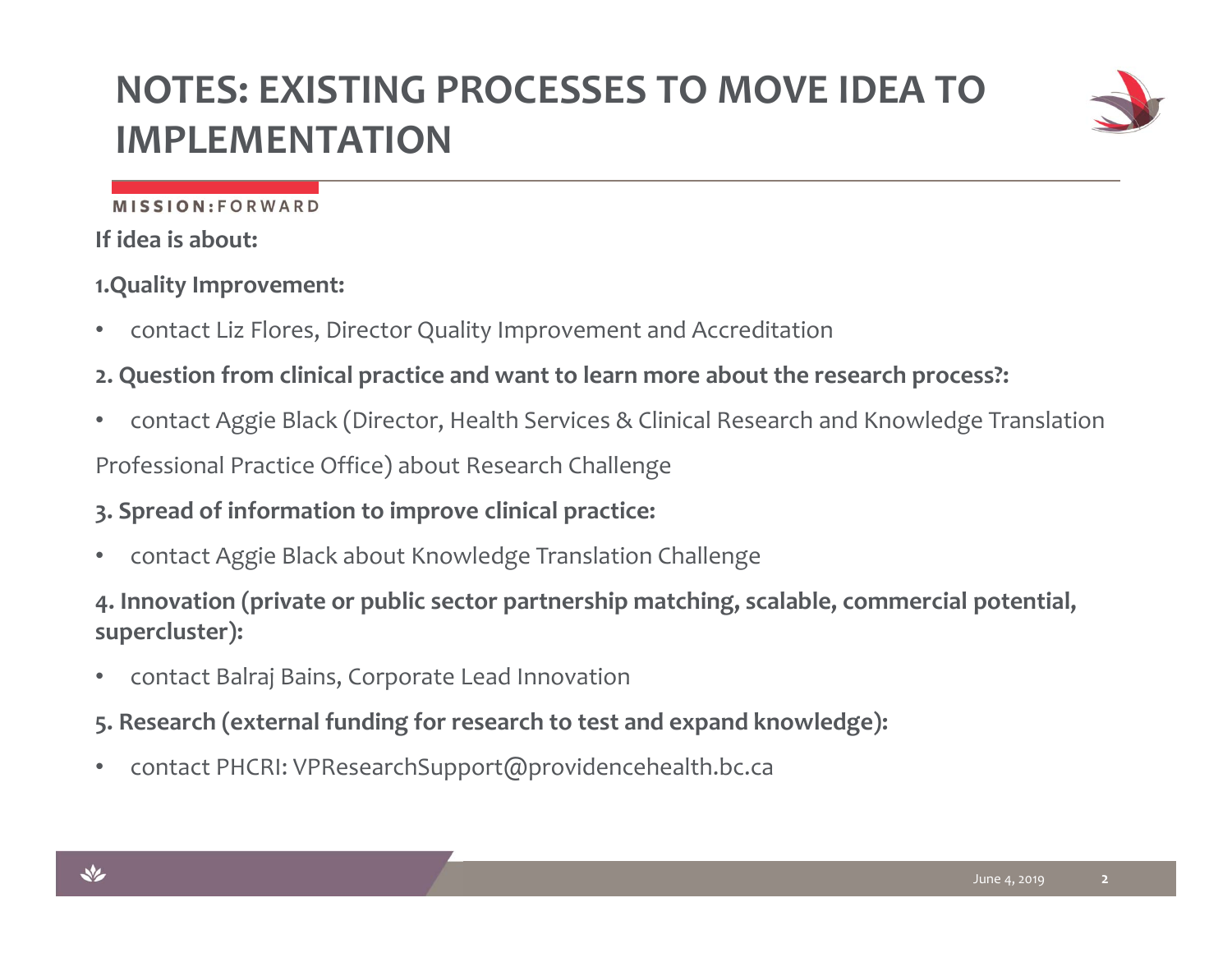# NOTES: EXISTING PROCESSES TO MOVE IDEA TO IMPLEMENTATION

MISSION:FORWARD

**If idea is about:**

**1.Quality Improvement:**

- contact Liz Flores, Director Quality Improvement and Accreditation

**2. Question from clinical practice and want to learn more about the research process?:**

- contact Aggie Black (Director, Health Services & Clinical Research and Knowledge Translation

Professional Practice Office) about Research Challenge

**3. Spread of information to improve clinical practice:**

- contact Aggie Black about Knowledge Translation Challenge

**4. Innovation (private or public sector partnership matching, scalable, commercial potential, supercluster):**

- contact Balraj Bains, Corporate Lead Innovation

**5. Research (external funding for research to test and expand knowledge):**

- contact PHCRI: VPResearchSupport@providencehealth.bc.ca